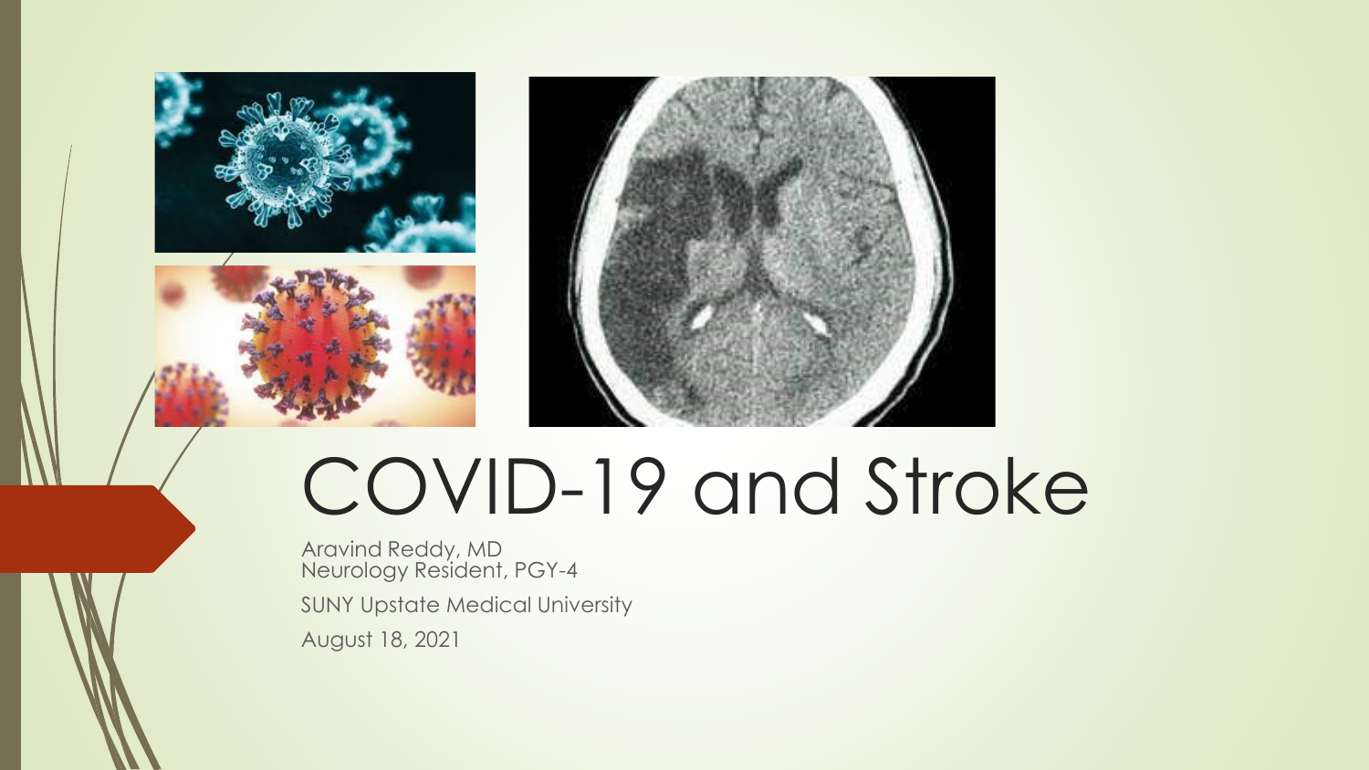# COVID-19 and Stroke

Aravind Reddy, MD
Neurology Resident, PGY-4

SUNY Upstate Medical University

August 18, 2021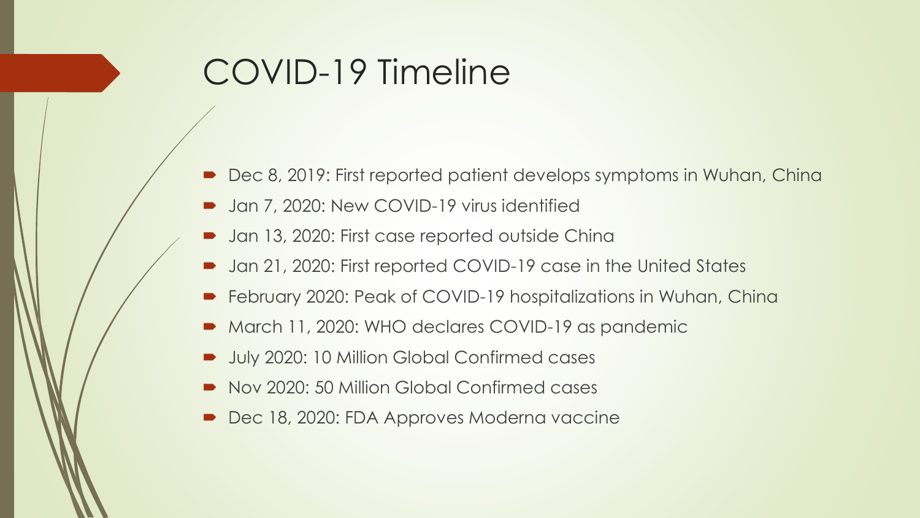# COVID-19 Timeline

- Dec 8, 2019: First reported patient develops symptoms in Wuhan, China
- Jan 7, 2020: New COVID-19 virus identified
- Jan 13, 2020: First case reported outside China
- Jan 21, 2020: First reported COVID-19 case in the United States
- February 2020: Peak of COVID-19 hospitalizations in Wuhan, China
- March 11, 2020: WHO declares COVID-19 as pandemic
- July 2020: 10 Million Global Confirmed cases
- Nov 2020: 50 Million Global Confirmed cases
- Dec 18, 2020: FDA Approves Moderna vaccine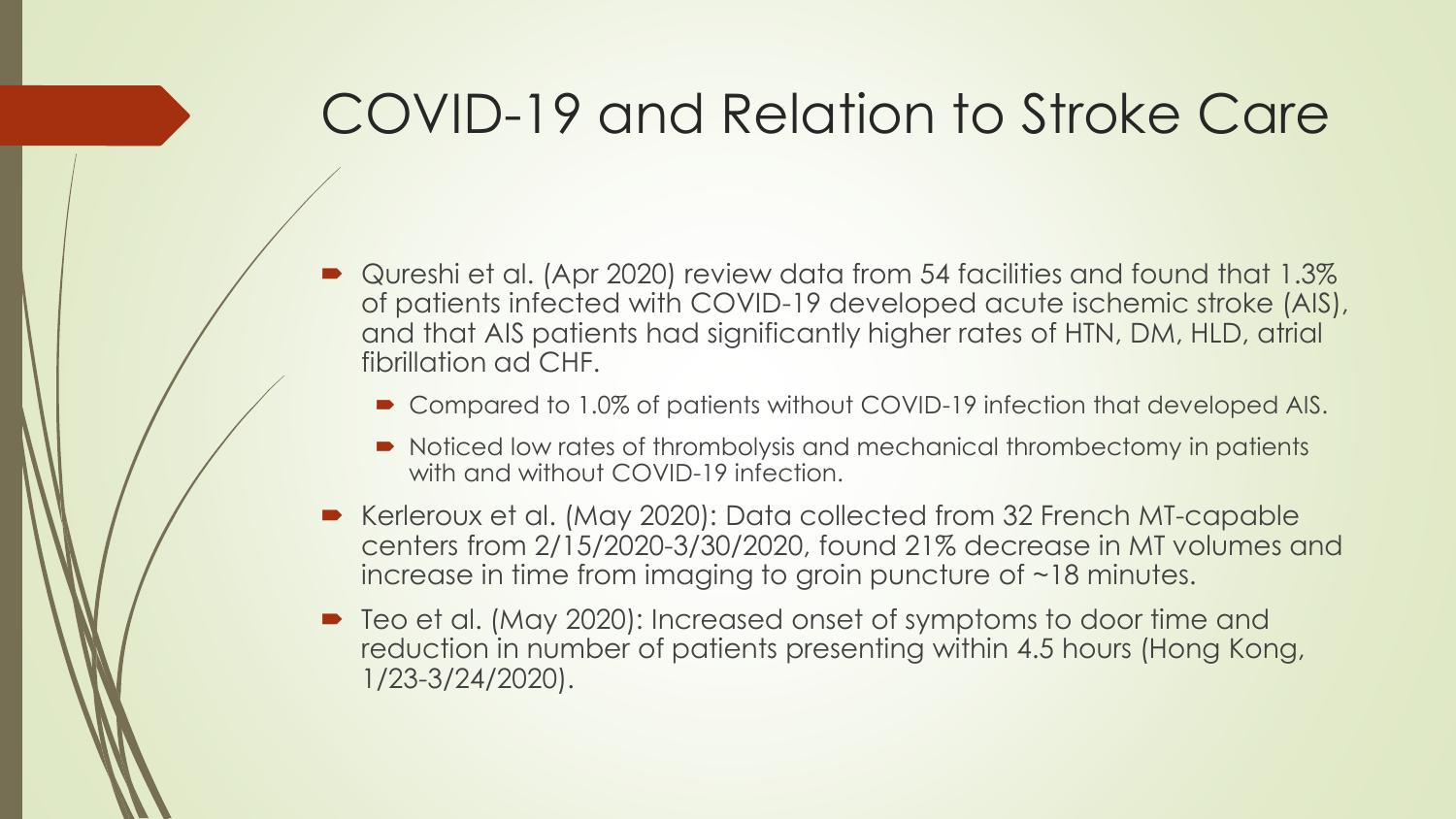# COVID-19 and Relation to Stroke Care

- Qureshi et al. (Apr 2020) review data from 54 facilities and found that 1.3% of patients infected with COVID-19 developed acute ischemic stroke (AIS), and that AIS patients had significantly higher rates of HTN, DM, HLD, atrial fibrillation ad CHF.
  - Compared to 1.0% of patients without COVID-19 infection that developed AIS.
  - Noticed low rates of thrombolysis and mechanical thrombectomy in patients with and without COVID-19 infection.
- Kerleroux et al. (May 2020): Data collected from 32 French MT-capable centers from 2/15/2020-3/30/2020, found 21% decrease in MT volumes and increase in time from imaging to groin puncture of ~18 minutes.
- Teo et al. (May 2020): Increased onset of symptoms to door time and reduction in number of patients presenting within 4.5 hours (Hong Kong, 1/23-3/24/2020).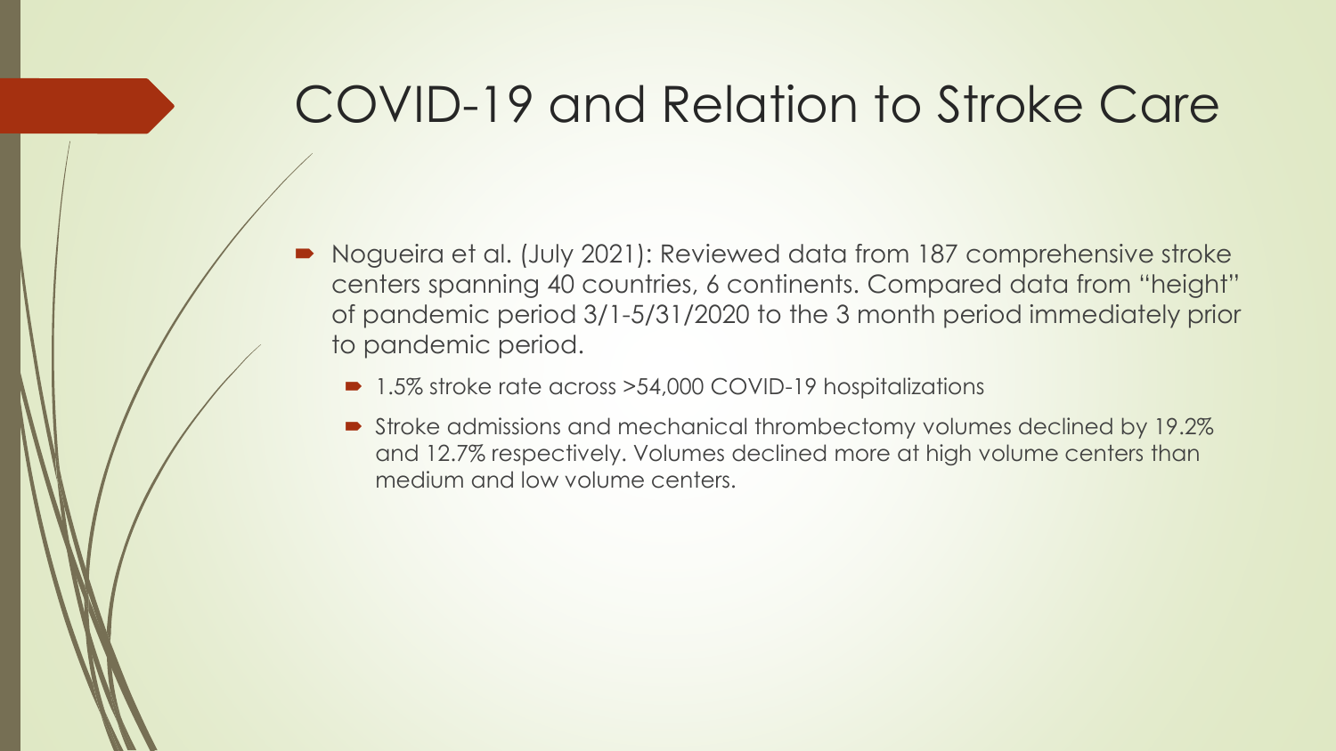# COVID-19 and Relation to Stroke Care

- Nogueira et al. (July 2021): Reviewed data from 187 comprehensive stroke centers spanning 40 countries, 6 continents. Compared data from "height" of pandemic period 3/1-5/31/2020 to the 3 month period immediately prior to pandemic period.
  - 1.5% stroke rate across >54,000 COVID-19 hospitalizations
  - Stroke admissions and mechanical thrombectomy volumes declined by 19.2% and 12.7% respectively. Volumes declined more at high volume centers than medium and low volume centers.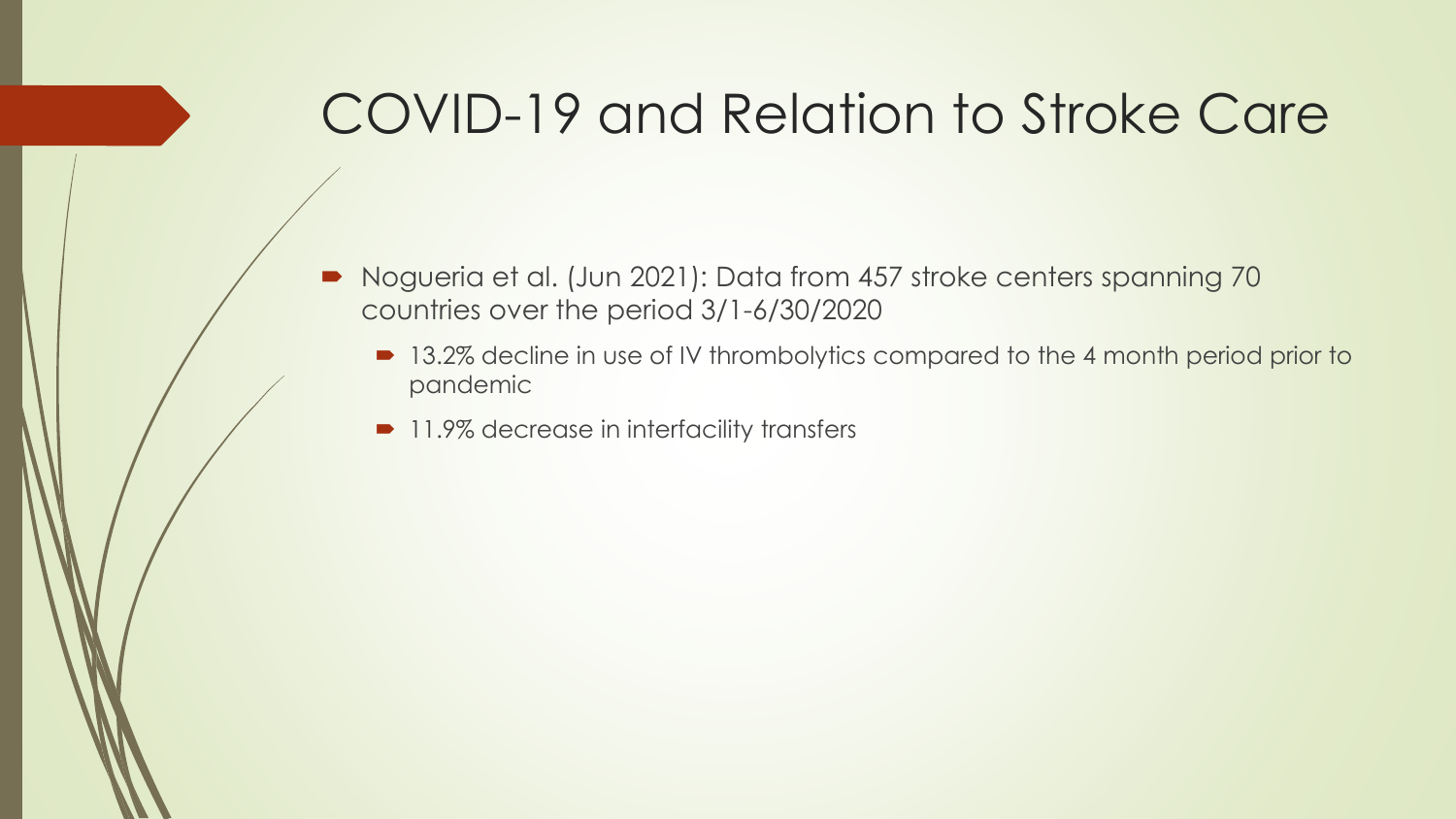# COVID-19 and Relation to Stroke Care

- Nogueria et al. (Jun 2021): Data from 457 stroke centers spanning 70 countries over the period 3/1-6/30/2020
  - 13.2% decline in use of IV thrombolytics compared to the 4 month period prior to pandemic
  - 11.9% decrease in interfacility transfers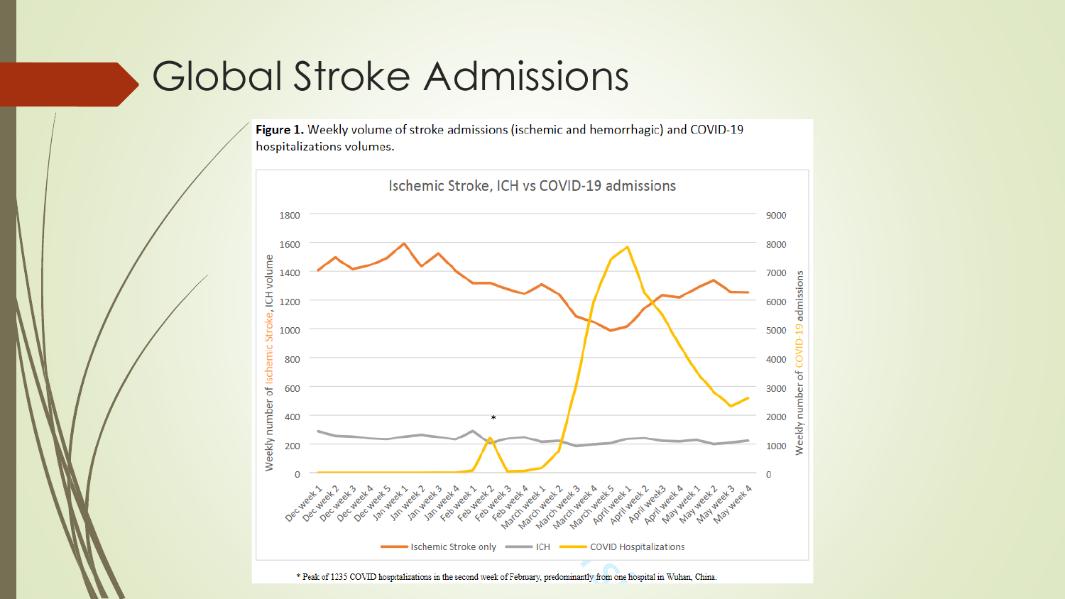# Global Stroke Admissions

**Figure 1.** Weekly volume of stroke admissions (ischemic and hemorrhagic) and COVID-19 hospitalizations volumes.

\* Peak of 1235 COVID hospitalizations in the second week of February, predominantly from one hospital in Wuhan, China.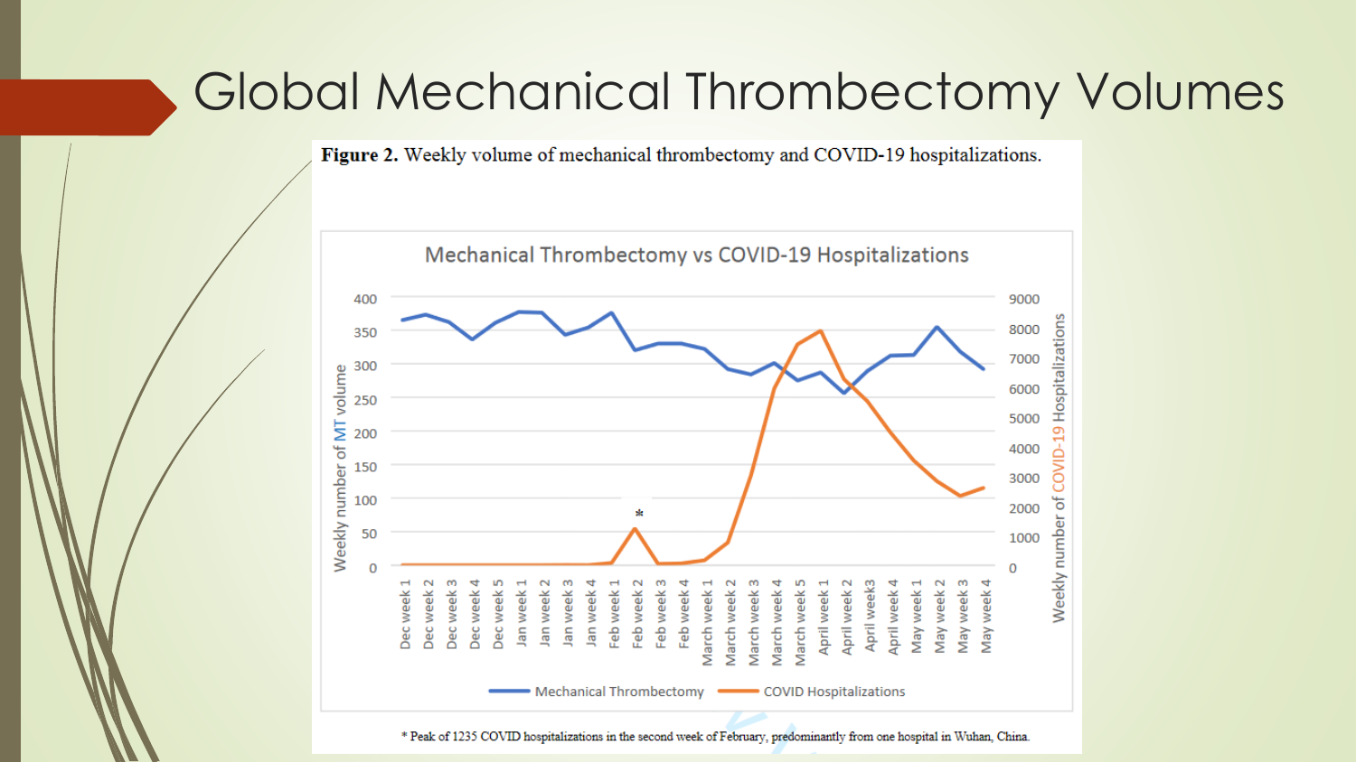# Global Mechanical Thrombectomy Volumes

**Figure 2.** Weekly volume of mechanical thrombectomy and COVID-19 hospitalizations.

Mechanical Thrombectomy vs COVID-19 Hospitalizations

* Peak of 1235 COVID hospitalizations in the second week of February, predominantly from one hospital in Wuhan, China.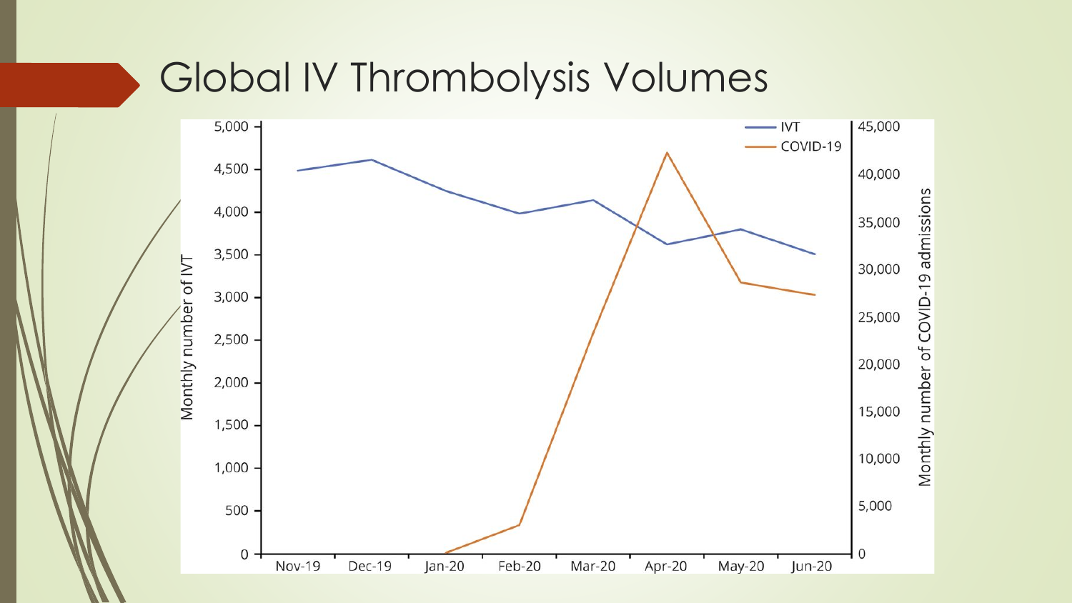# Global IV Thrombolysis Volumes

Monthly number of IVT (left axis, 0–5,000); Monthly number of COVID-19 admissions (right axis, 0–45,000)

Legend: IVT, COVID-19

Months: Nov-19, Dec-19, Jan-20, Feb-20, Mar-20, Apr-20, May-20, Jun-20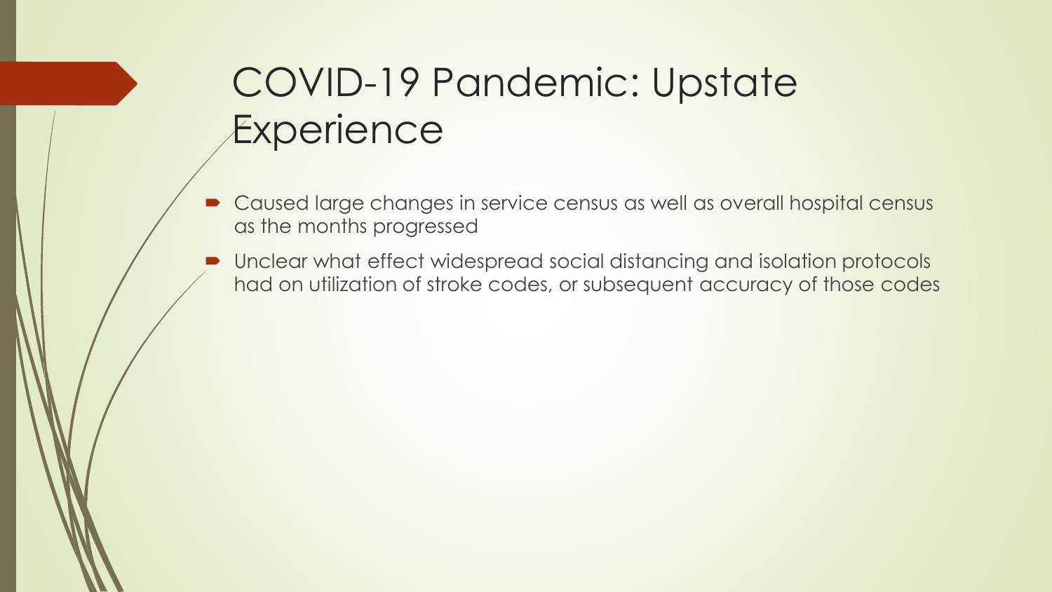# COVID-19 Pandemic: Upstate Experience

- Caused large changes in service census as well as overall hospital census as the months progressed
- Unclear what effect widespread social distancing and isolation protocols had on utilization of stroke codes, or subsequent accuracy of those codes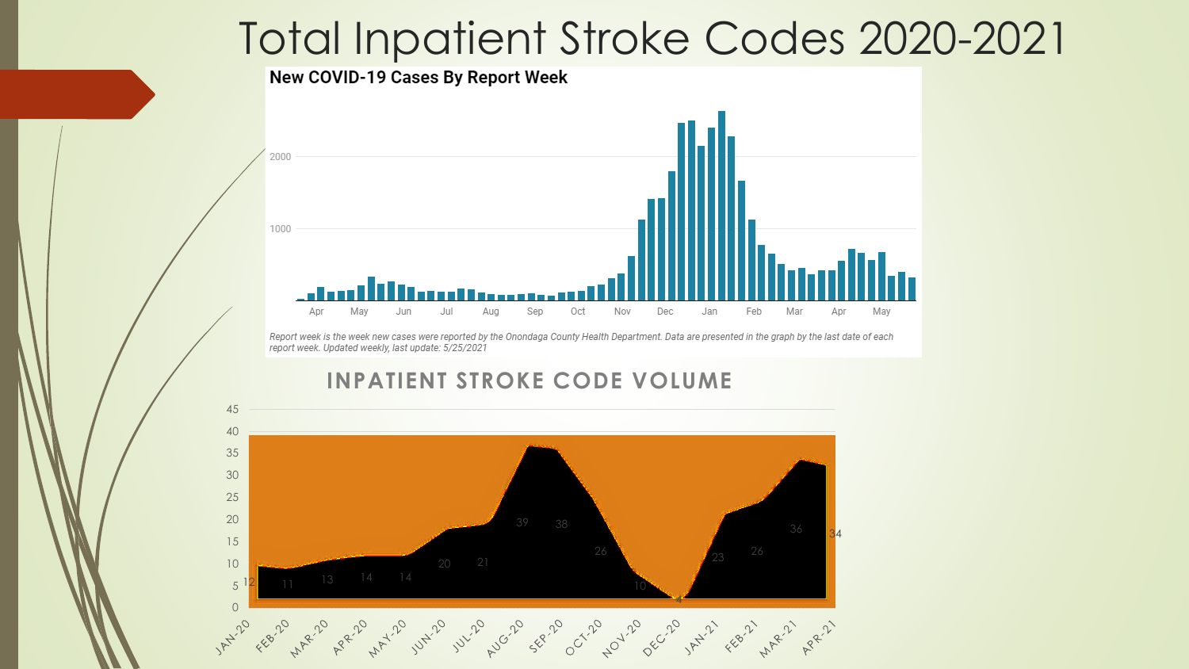# Total Inpatient Stroke Codes 2020-2021

**New COVID-19 Cases By Report Week**

*Report week is the week new cases were reported by the Onondaga County Health Department. Data are presented in the graph by the last date of each report week. Updated weekly, last update: 5/25/2021*

## INPATIENT STROKE CODE VOLUME

| Month | Volume |
|---|---|
| JAN-20 | 12 |
| FEB-20 | 11 |
| MAR-20 | 13 |
| APR-20 | 14 |
| MAY-20 | 14 |
| JUN-20 | 20 |
| JUL-20 | 21 |
| AUG-20 | 39 |
| SEP-20 | 38 |
| OCT-20 | 26 |
| NOV-20 | 10 |
| DEC-20 | 4 |
| JAN-21 | 23 |
| FEB-21 | 26 |
| MAR-21 | 36 |
| APR-21 | 34 |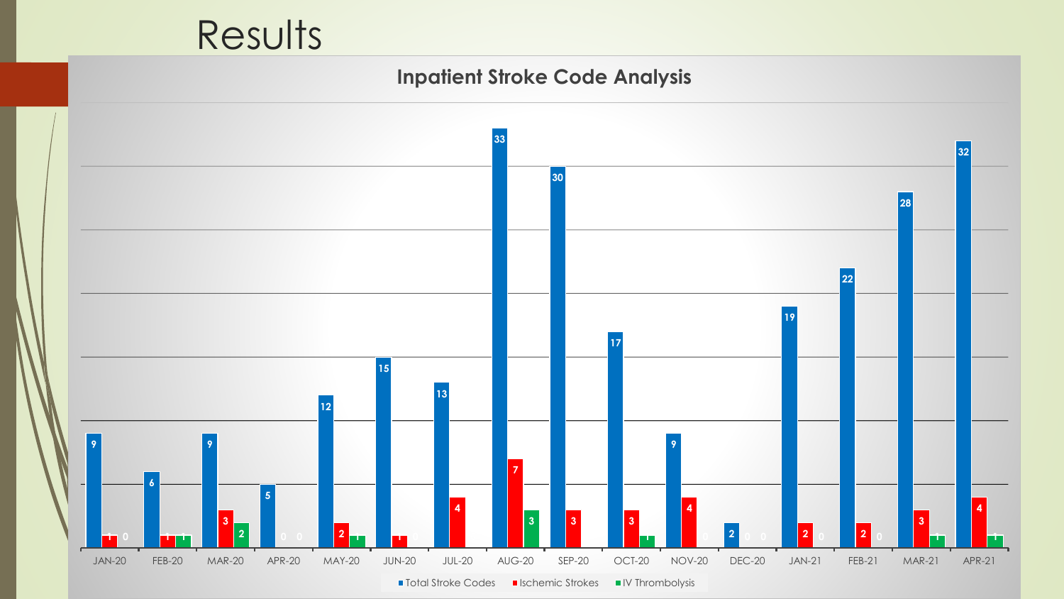# Results

## Inpatient Stroke Code Analysis

| Month | Total Stroke Codes | Ischemic Strokes | IV Thrombolysis |
|---|---|---|---|
| JAN-20 | 9 | 1 | 0 |
| FEB-20 | 6 | 1 | 1 |
| MAR-20 | 9 | 3 | 2 |
| APR-20 | 5 | 0 | 0 |
| MAY-20 | 12 | 2 | 1 |
| JUN-20 | 15 | 1 | 0 |
| JUL-20 | 13 | 4 | |
| AUG-20 | 33 | 7 | 3 |
| SEP-20 | 30 | 3 | |
| OCT-20 | 17 | 3 | 1 |
| NOV-20 | 9 | 4 | 0 |
| DEC-20 | 2 | 0 | 0 |
| JAN-21 | 19 | 2 | 0 |
| FEB-21 | 22 | 2 | 0 |
| MAR-21 | 28 | 3 | 1 |
| APR-21 | 32 | 4 | 1 |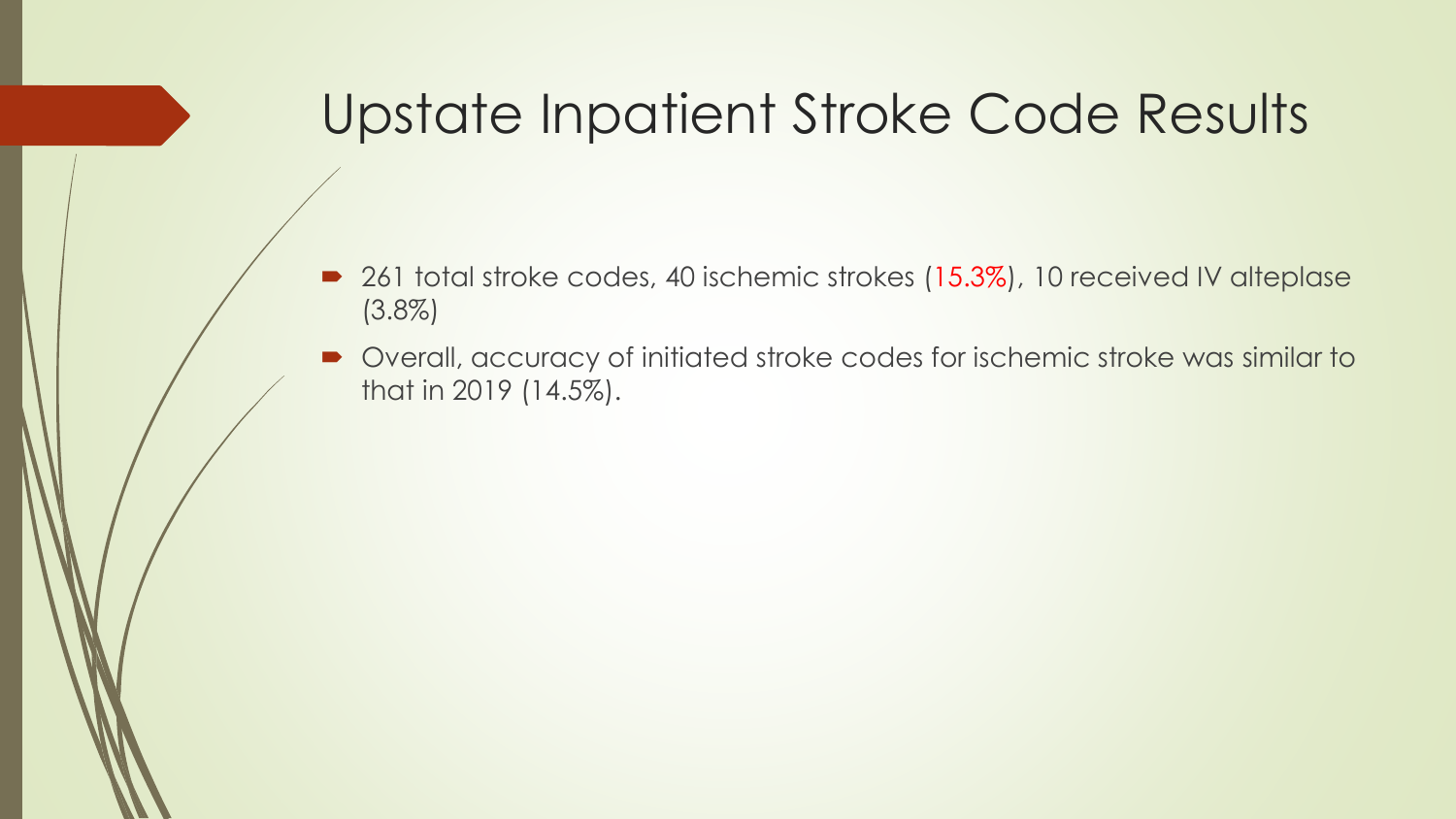# Upstate Inpatient Stroke Code Results

- 261 total stroke codes, 40 ischemic strokes (15.3%), 10 received IV alteplase (3.8%)
- Overall, accuracy of initiated stroke codes for ischemic stroke was similar to that in 2019 (14.5%).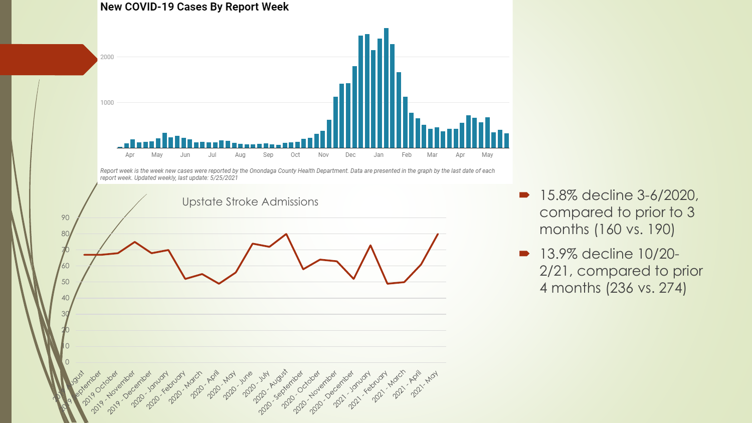## New COVID-19 Cases By Report Week

*Report week is the week new cases were reported by the Onondaga County Health Department. Data are presented in the graph by the last date of each report week. Updated weekly, last update: 5/25/2021*

## Upstate Stroke Admissions

- 15.8% decline 3-6/2020, compared to prior to 3 months (160 vs. 190)
- 13.9% decline 10/20-2/21, compared to prior 4 months (236 vs. 274)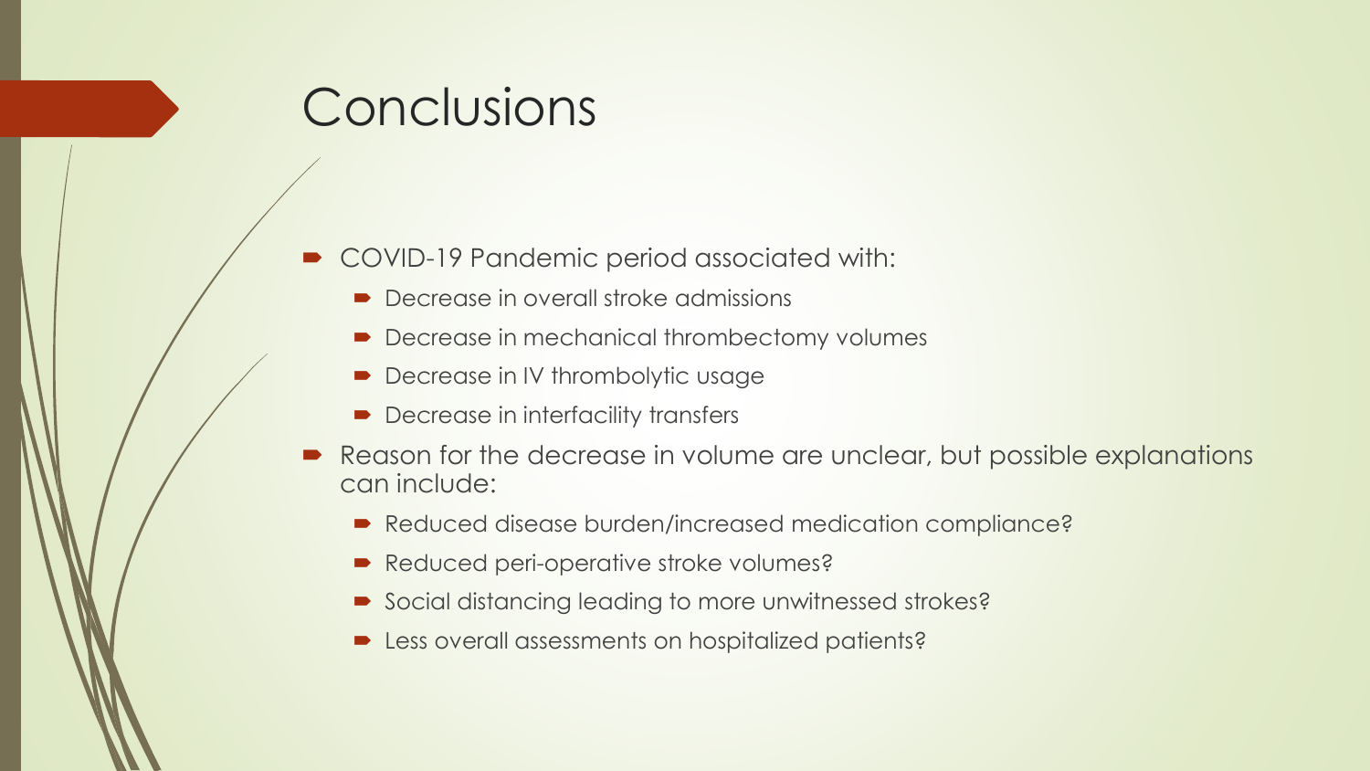# Conclusions

- COVID-19 Pandemic period associated with:
  - Decrease in overall stroke admissions
  - Decrease in mechanical thrombectomy volumes
  - Decrease in IV thrombolytic usage
  - Decrease in interfacility transfers
- Reason for the decrease in volume are unclear, but possible explanations can include:
  - Reduced disease burden/increased medication compliance?
  - Reduced peri-operative stroke volumes?
  - Social distancing leading to more unwitnessed strokes?
  - Less overall assessments on hospitalized patients?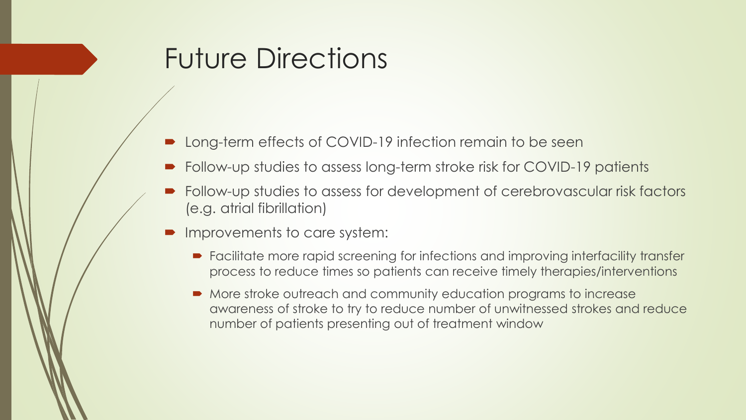# Future Directions

- Long-term effects of COVID-19 infection remain to be seen
- Follow-up studies to assess long-term stroke risk for COVID-19 patients
- Follow-up studies to assess for development of cerebrovascular risk factors (e.g. atrial fibrillation)
- Improvements to care system:
  - Facilitate more rapid screening for infections and improving interfacility transfer process to reduce times so patients can receive timely therapies/interventions
  - More stroke outreach and community education programs to increase awareness of stroke to try to reduce number of unwitnessed strokes and reduce number of patients presenting out of treatment window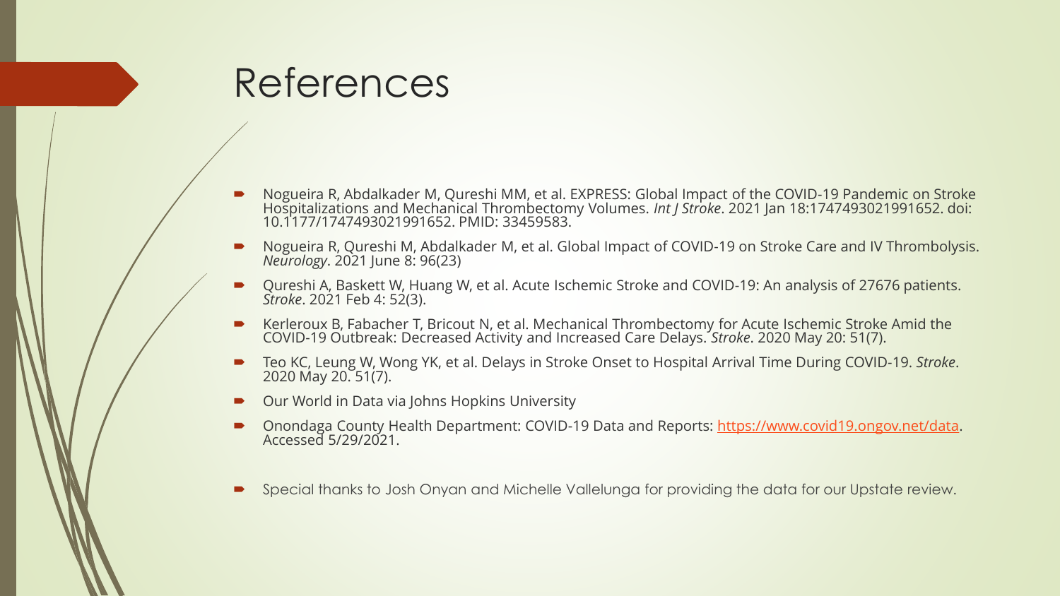# References

- Nogueira R, Abdalkader M, Qureshi MM, et al. EXPRESS: Global Impact of the COVID-19 Pandemic on Stroke Hospitalizations and Mechanical Thrombectomy Volumes. *Int J Stroke*. 2021 Jan 18:1747493021991652. doi: 10.1177/1747493021991652. PMID: 33459583.
- Nogueira R, Qureshi M, Abdalkader M, et al. Global Impact of COVID-19 on Stroke Care and IV Thrombolysis. *Neurology*. 2021 June 8: 96(23)
- Qureshi A, Baskett W, Huang W, et al. Acute Ischemic Stroke and COVID-19: An analysis of 27676 patients. *Stroke*. 2021 Feb 4: 52(3).
- Kerleroux B, Fabacher T, Bricout N, et al. Mechanical Thrombectomy for Acute Ischemic Stroke Amid the COVID-19 Outbreak: Decreased Activity and Increased Care Delays. *Stroke*. 2020 May 20: 51(7).
- Teo KC, Leung W, Wong YK, et al. Delays in Stroke Onset to Hospital Arrival Time During COVID-19. *Stroke*. 2020 May 20. 51(7).
- Our World in Data via Johns Hopkins University
- Onondaga County Health Department: COVID-19 Data and Reports: [https://www.covid19.ongov.net/data](https://www.covid19.ongov.net/data). Accessed 5/29/2021.
- Special thanks to Josh Onyan and Michelle Vallelunga for providing the data for our Upstate review.